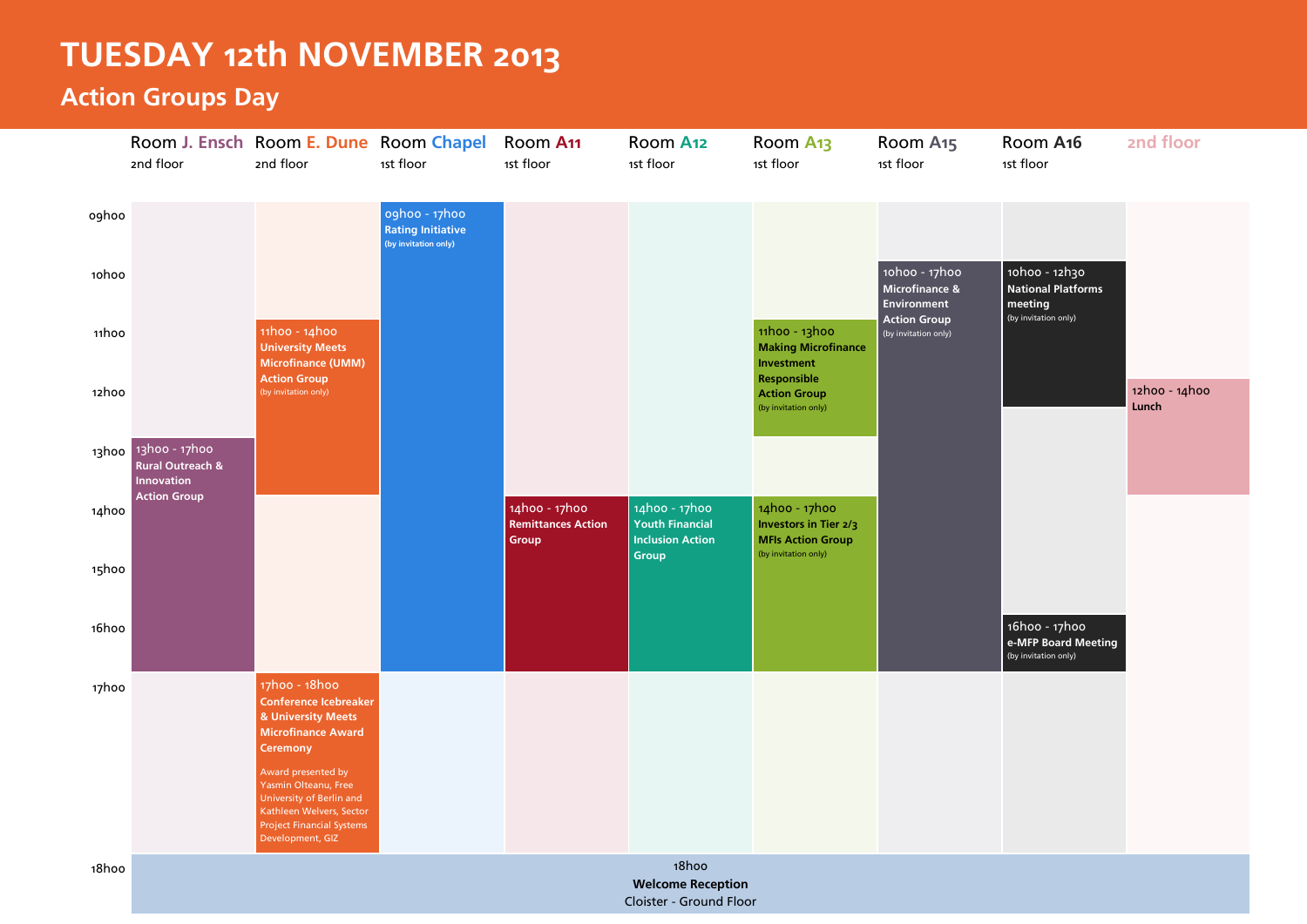# TUESDAY 12th NOVEMBER 2013

## Action Groups Day

| Time | Room J. Ensch (2nd floor) | Room E. Dune (2nd floor) | Room Chapel (1st floor) | Room A11 (1st floor) | Room A12 (1st floor) | Room A13 (1st floor) | Room A15 (1st floor) | Room A16 (1st floor) | 2nd floor |
|---|---|---|---|---|---|---|---|---|---|
| 09h00 | | | 09h00 - 17h00 **Rating Initiative** (by invitation only) | | | | | | |
| 10h00 | | | | | | | 10h00 - 17h00 **Microfinance & Environment Action Group** (by invitation only) | 10h00 - 12h30 **National Platforms meeting** (by invitation only) | |
| 11h00 | | 11h00 - 14h00 **University Meets Microfinance (UMM) Action Group** (by invitation only) | | | | 11h00 - 13h00 **Making Microfinance Investment Responsible Action Group** (by invitation only) | | | |
| 12h00 | | | | | | | | | 12h00 - 14h00 **Lunch** |
| 13h00 | 13h00 - 17h00 **Rural Outreach & Innovation Action Group** | | | | | | | | |
| 14h00 | | | | 14h00 - 17h00 **Remittances Action Group** | 14h00 - 17h00 **Youth Financial Inclusion Action Group** | 14h00 - 17h00 **Investors in Tier 2/3 MFIs Action Group** (by invitation only) | | | |
| 15h00 | | | | | | | | | |
| 16h00 | | | | | | | | 16h00 - 17h00 **e-MFP Board Meeting** (by invitation only) | |
| 17h00 | | 17h00 - 18h00 **Conference Icebreaker & University Meets Microfinance Award Ceremony** Award presented by Yasmin Olteanu, Free University of Berlin and Kathleen Welvers, Sector Project Financial Systems Development, GIZ | | | | | | | |
| 18h00 | 18h00 **Welcome Reception** Cloister - Ground Floor | | | | | | | | |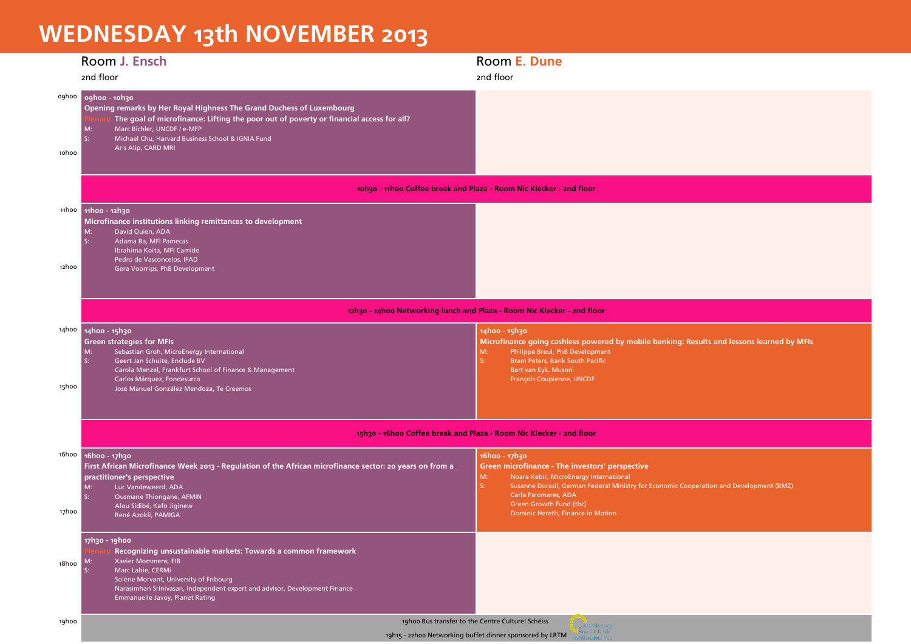# WEDNESDAY 13th NOVEMBER 2013

| | Room J. Ensch<br>2nd floor | Room E. Dune<br>2nd floor |
|---|---|---|
| 09h00<br>10h00 | **09h00 - 10h30**<br>**Opening remarks by Her Royal Highness The Grand Duchess of Luxembourg**<br>Plenary **The goal of microfinance: Lifting the poor out of poverty or financial access for all?**<br>M: Marc Bichler, UNCDF / e-MFP<br>S: Michael Chu, Harvard Business School & IGNIA Fund<br>Aris Alip, CARD MRI | |
| | **10h30 - 11h00 Coffee break and Plaza - Room Nic Klecker - 2nd floor** | |
| 11h00<br>12h00 | **11h00 - 12h30**<br>**Microfinance institutions linking remittances to development**<br>M: David Quien, ADA<br>S: Adama Ba, MFI Pamecas<br>Ibrahima Koita, MFI Camide<br>Pedro de Vasconcelos, IFAD<br>Gera Voorrips, PhB Development | |
| | **12h30 - 14h00 Networking lunch and Plaza - Room Nic Klecker - 2nd floor** | |
| 14h00<br>15h00 | **14h00 - 15h30**<br>**Green strategies for MFIs**<br>M: Sebastian Groh, MicroEnergy International<br>S: Geert Jan Schuite, Enclude BV<br>Carola Menzel, Frankfurt School of Finance & Management<br>Carlos Márquez, Fondesurco<br>José Manuel González Mendoza, Te Creemos | **14h00 - 15h30**<br>**Microfinance going cashless powered by mobile banking: Results and lessons learned by MFIs**<br>M: Philippe Breul, PhB Development<br>S: Bram Peters, Bank South Pacific<br>Bart van Eyk, Musoni<br>François Coupienne, UNCDF |
| | **15h30 - 16h00 Coffee break and Plaza - Room Nic Klecker - 2nd floor** | |
| 16h00<br>17h00 | **16h00 - 17h30**<br>**First African Microfinance Week 2013 - Regulation of the African microfinance sector: 20 years on from a practitioner's perspective**<br>M: Luc Vandeweerd, ADA<br>S: Ousmane Thiongane, AFMIN<br>Alou Sidibé, Kafo Jiginew<br>René Azokli, PAMIGA | **16h00 - 17h30**<br>**Green microfinance - The investors' perspective**<br>M: Noara Kebir, MicroEnergy International<br>S: Susanne Dorasil, German Federal Ministry for Economic Cooperation and Development (BMZ)<br>Carla Palomares, ADA<br>Green Growth Fund (tbc)<br>Dominic Hereth, Finance in Motion |
| 18h00 | **17h30 - 19h00**<br>Plenary **Recognizing unsustainable markets: Towards a common framework**<br>M: Xavier Mommens, EIB<br>S: Marc Labie, CERMi<br>Solène Morvant, University of Fribourg<br>Narasimhan Srinivasan, Independent expert and advisor, Development Finance<br>Emmanuelle Javoy, Planet Rating | |
| 19h00 | 19h00 Bus transfer to the Centre Culturel Schéiss<br>19h15 - 22h00 Networking buffet dinner sponsored by LRTM | |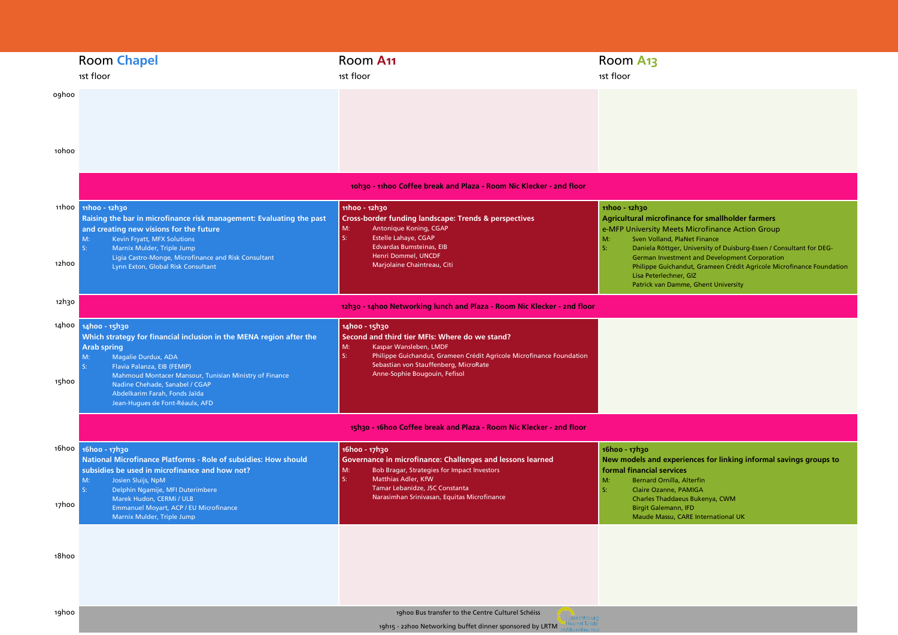| | Room Chapel<br>1st floor | Room A11<br>1st floor | Room A13<br>1st floor |
|---|---|---|---|
| 09h00 – 10h00 | | | |
| 10h30 | 10h30 - 11h00 Coffee break and Plaza - Room Nic Klecker - 2nd floor | | |
| 11h00 – 12h00 | **11h00 - 12h30**<br>**Raising the bar in microfinance risk management: Evaluating the past and creating new visions for the future**<br>M: Kevin Fryatt, MFX Solutions<br>S: Marnix Mulder, Triple Jump<br>Ligia Castro-Monge, Microfinance and Risk Consultant<br>Lynn Exton, Global Risk Consultant | **11h00 - 12h30**<br>**Cross-border funding landscape: Trends & perspectives**<br>M: Antonique Koning, CGAP<br>S: Estelle Lahaye, CGAP<br>Edvardas Bumsteinas, EIB<br>Henri Dommel, UNCDF<br>Marjolaine Chaintreau, Citi | **11h00 - 12h30**<br>**Agricultural microfinance for smallholder farmers**<br>e-MFP University Meets Microfinance Action Group<br>M: Sven Volland, PlaNet Finance<br>S: Daniela Röttger, University of Duisburg-Essen / Consultant for DEG-German Investment and Development Corporation<br>Philippe Guichandut, Grameen Crédit Agricole Microfinance Foundation<br>Lisa Peterlechner, GIZ<br>Patrick van Damme, Ghent University |
| 12h30 | 12h30 - 14h00 Networking lunch and Plaza - Room Nic Klecker - 2nd floor | | |
| 14h00 – 15h00 | **14h00 - 15h30**<br>**Which strategy for financial inclusion in the MENA region after the Arab spring**<br>M: Magalie Durdux, ADA<br>S: Flavia Palanza, EIB (FEMIP)<br>Mahmoud Montacer Mansour, Tunisian Ministry of Finance<br>Nadine Chehade, Sanabel / CGAP<br>Abdelkarim Farah, Fonds Jaïda<br>Jean-Hugues de Font-Réaulx, AFD | **14h00 - 15h30**<br>**Second and third tier MFIs: Where do we stand?**<br>M: Kaspar Wansleben, LMDF<br>S: Philippe Guichandut, Grameen Crédit Agricole Microfinance Foundation<br>Sebastian von Stauffenberg, MicroRate<br>Anne-Sophie Bougouin, Fefisol | |
| | 15h30 - 16h00 Coffee break and Plaza - Room Nic Klecker - 2nd floor | | |
| 16h00 – 17h00 | **16h00 - 17h30**<br>**National Microfinance Platforms - Role of subsidies: How should subsidies be used in microfinance and how not?**<br>M: Josien Sluijs, NpM<br>S: Delphin Ngamije, MFI Duterimbere<br>Marek Hudon, CERMi / ULB<br>Emmanuel Moyart, ACP / EU Microfinance<br>Marnix Mulder, Triple Jump | **16h00 - 17h30**<br>**Governance in microfinance: Challenges and lessons learned**<br>M: Bob Bragar, Strategies for Impact Investors<br>S: Matthias Adler, KfW<br>Tamar Lebanidze, JSC Constanta<br>Narasimhan Srinivasan, Equitas Microfinance | **16h00 - 17h30**<br>**New models and experiences for linking informal savings groups to formal financial services**<br>M: Bernard Ornilla, Alterfin<br>S: Claire Ozanne, PAMIGA<br>Charles Thaddaeus Bukenya, CWM<br>Birgit Galemann, IFD<br>Maude Massu, CARE International UK |
| 18h00 | | | |
| 19h00 | 19h00 Bus transfer to the Centre Culturel Schéiss<br>19h15 - 22h00 Networking buffet dinner sponsored by LRTM | | |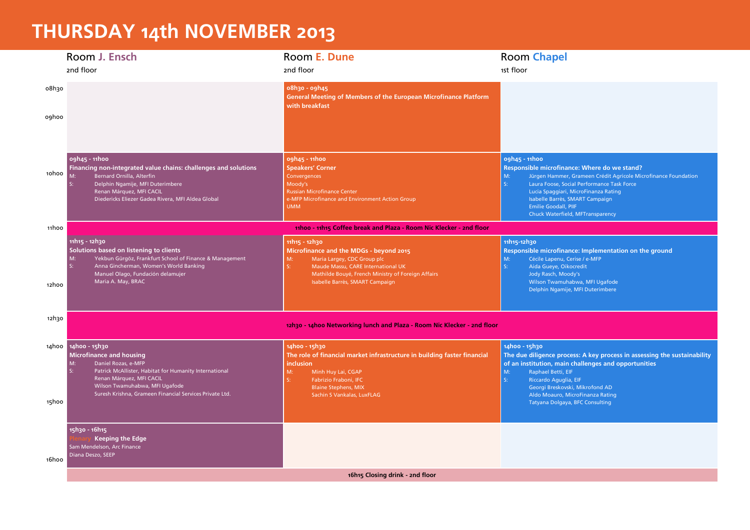# THURSDAY 14th NOVEMBER 2013

| | Room J. Ensch (2nd floor) | Room E. Dune (2nd floor) | Room Chapel (1st floor) |
|---|---|---|---|
| 08h30 – 09h00 | | **08h30 - 09h45**<br>**General Meeting of Members of the European Microfinance Platform with breakfast** | |
| 10h00 | **09h45 - 11h00**<br>**Financing non-integrated value chains: challenges and solutions**<br>M: Bernard Ornilla, Alterfin<br>S: Delphin Ngamije, MFI Duterimbere<br>Renan Márquez, MFI CACIL<br>Diedericks Eliezer Gadea Rivera, MFI Aldea Global | **09h45 - 11h00**<br>**Speakers' Corner**<br>Convergences<br>Moody's<br>Russian Microfinance Center<br>e-MFP Microfinance and Environment Action Group<br>UMM | **09h45 - 11h00**<br>**Responsible microfinance: Where do we stand?**<br>M: Jürgen Hammer, Grameen Crédit Agricole Microfinance Foundation<br>S: Laura Foose, Social Performance Task Force<br>Lucia Spaggiari, MicroFinanza Rating<br>Isabelle Barrès, SMART Campaign<br>Emilie Goodall, PIIF<br>Chuck Waterfield, MFTransparency |
| 11h00 | **11h00 - 11h15 Coffee break and Plaza - Room Nic Klecker - 2nd floor** | | |
| 12h00 | **11h15 - 12h30**<br>**Solutions based on listening to clients**<br>M: Yekbun Gürgöz, Frankfurt School of Finance & Management<br>S: Anna Gincherman, Women's World Banking<br>Manuel Olago, Fundación delamujer<br>Maria A. May, BRAC | **11h15 - 12h30**<br>**Microfinance and the MDGs - beyond 2015**<br>M: Maria Largey, CDC Group plc<br>S: Maude Massu, CARE International UK<br>Mathilde Bouyé, French Ministry of Foreign Affairs<br>Isabelle Barrès, SMART Campaign | **11h15-12h30**<br>**Responsible microfinance: Implementation on the ground**<br>M: Cécile Lapenu, Cerise / e-MFP<br>S: Aida Gueye, Oikocredit<br>Jody Rasch, Moody's<br>Wilson Twamuhabwa, MFI Ugafode<br>Delphin Ngamije, MFI Duterimbere |
| 12h30 | **12h30 - 14h00 Networking lunch and Plaza - Room Nic Klecker - 2nd floor** | | |
| 14h00 – 15h00 | **14h00 - 15h30**<br>**Microfinance and housing**<br>M: Daniel Rozas, e-MFP<br>S: Patrick McAllister, Habitat for Humanity International<br>Renan Márquez, MFI CACIL<br>Wilson Twamuhabwa, MFI Ugafode<br>Suresh Krishna, Grameen Financial Services Private Ltd. | **14h00 - 15h30**<br>**The role of financial market infrastructure in building faster financial inclusion**<br>M: Minh Huy Lai, CGAP<br>S: Fabrizio Fraboni, IFC<br>Blaine Stephens, MIX<br>Sachin S Vankalas, LuxFLAG | **14h00 - 15h30**<br>**The due diligence process: A key process in assessing the sustainability of an institution, main challenges and opportunities**<br>M: Raphael Betti, EIF<br>S: Riccardo Aguglia, EIF<br>Georgi Breskovski, Mikrofond AD<br>Aldo Moauro, MicroFinanza Rating<br>Tatyana Dolgaya, BFC Consulting |
| 16h00 | **15h30 - 16h15**<br>Plenary **Keeping the Edge**<br>Sam Mendelson, Arc Finance<br>Diana Deszo, SEEP | | |
| | **16h15 Closing drink - 2nd floor** | | |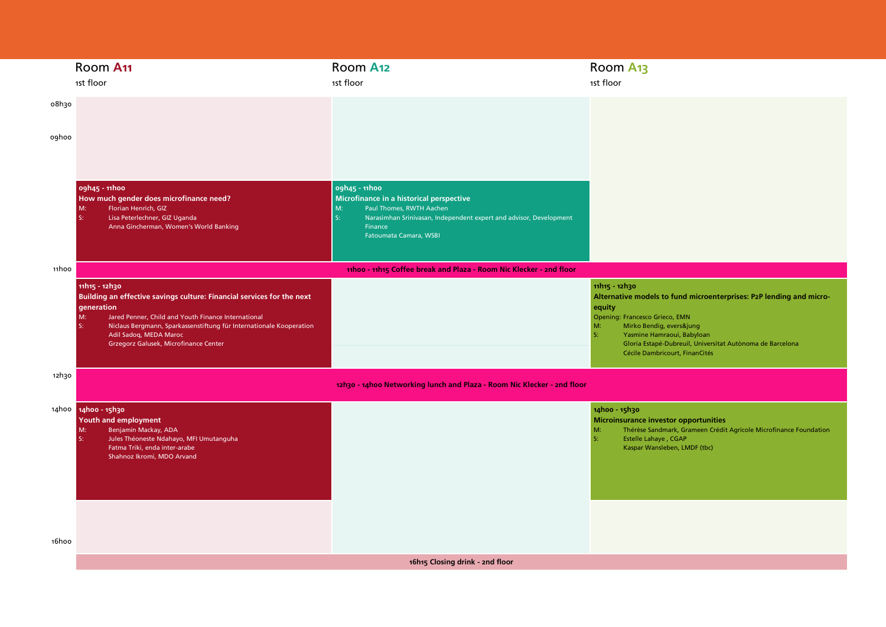## Room A11
1st floor

**09h45 - 11h00**
**How much gender does microfinance need?**
M: Florian Henrich, GIZ
S: Lisa Peterlechner, GIZ Uganda
Anna Gincherman, Women's World Banking

**11h15 - 12h30**
**Building an effective savings culture: Financial services for the next generation**
M: Jared Penner, Child and Youth Finance International
S: Niclaus Bergmann, Sparkassenstiftung für Internationale Kooperation
Adil Sadoq, MEDA Maroc
Grzegorz Galusek, Microfinance Center

**14h00 - 15h30**
**Youth and employment**
M: Benjamin Mackay, ADA
S: Jules Théoneste Ndahayo, MFI Umutanguha
Fatma Triki, enda inter-arabe
Shahnoz Ikromi, MDO Arvand

## Room A12
1st floor

**09h45 - 11h00**
**Microfinance in a historical perspective**
M: Paul Thomes, RWTH Aachen
S: Narasimhan Srinivasan, Independent expert and advisor, Development Finance
Fatoumata Camara, WSBI

## Room A13
1st floor

**11h15 - 12h30**
**Alternative models to fund microenterprises: P2P lending and micro-equity**
Opening: Francesco Grieco, EMN
M: Mirko Bendig, evers&jung
S: Yasmine Hamraoui, Babyloan
Gloria Estapé-Dubreuil, Universitat Autònoma de Barcelona
Cécile Dambricourt, FinanCités

**14h00 - 15h30**
**Microinsurance investor opportunities**
M: Thérèse Sandmark, Grameen Crédit Agricole Microfinance Foundation
S: Estelle Lahaye , CGAP
Kaspar Wansleben, LMDF (tbc)

---

**11h00 - 11h15 Coffee break and Plaza - Room Nic Klecker - 2nd floor**

**12h30 - 14h00 Networking lunch and Plaza - Room Nic Klecker - 2nd floor**

**16h15 Closing drink - 2nd floor**